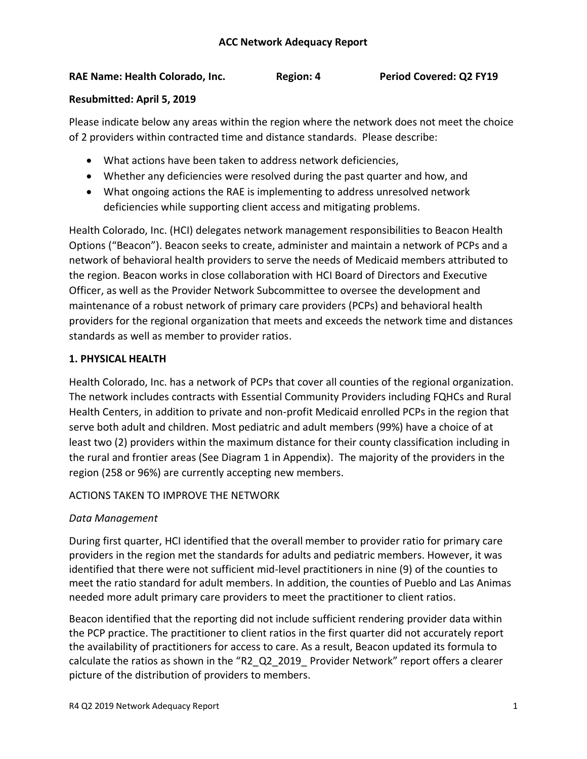# ACC Network Adequacy Report

**RAE Name: Health Colorado, Inc.** **Region: 4** **Period Covered: Q2 FY19**

**Resubmitted: April 5, 2019**

Please indicate below any areas within the region where the network does not meet the choice of 2 providers within contracted time and distance standards. Please describe:

- What actions have been taken to address network deficiencies,
- Whether any deficiencies were resolved during the past quarter and how, and
- What ongoing actions the RAE is implementing to address unresolved network deficiencies while supporting client access and mitigating problems.

Health Colorado, Inc. (HCI) delegates network management responsibilities to Beacon Health Options ("Beacon"). Beacon seeks to create, administer and maintain a network of PCPs and a network of behavioral health providers to serve the needs of Medicaid members attributed to the region. Beacon works in close collaboration with HCI Board of Directors and Executive Officer, as well as the Provider Network Subcommittee to oversee the development and maintenance of a robust network of primary care providers (PCPs) and behavioral health providers for the regional organization that meets and exceeds the network time and distances standards as well as member to provider ratios.

## 1. PHYSICAL HEALTH

Health Colorado, Inc. has a network of PCPs that cover all counties of the regional organization. The network includes contracts with Essential Community Providers including FQHCs and Rural Health Centers, in addition to private and non-profit Medicaid enrolled PCPs in the region that serve both adult and children. Most pediatric and adult members (99%) have a choice of at least two (2) providers within the maximum distance for their county classification including in the rural and frontier areas (See Diagram 1 in Appendix). The majority of the providers in the region (258 or 96%) are currently accepting new members.

ACTIONS TAKEN TO IMPROVE THE NETWORK

*Data Management*

During first quarter, HCI identified that the overall member to provider ratio for primary care providers in the region met the standards for adults and pediatric members. However, it was identified that there were not sufficient mid-level practitioners in nine (9) of the counties to meet the ratio standard for adult members. In addition, the counties of Pueblo and Las Animas needed more adult primary care providers to meet the practitioner to client ratios.

Beacon identified that the reporting did not include sufficient rendering provider data within the PCP practice. The practitioner to client ratios in the first quarter did not accurately report the availability of practitioners for access to care. As a result, Beacon updated its formula to calculate the ratios as shown in the "R2_Q2_2019_ Provider Network" report offers a clearer picture of the distribution of providers to members.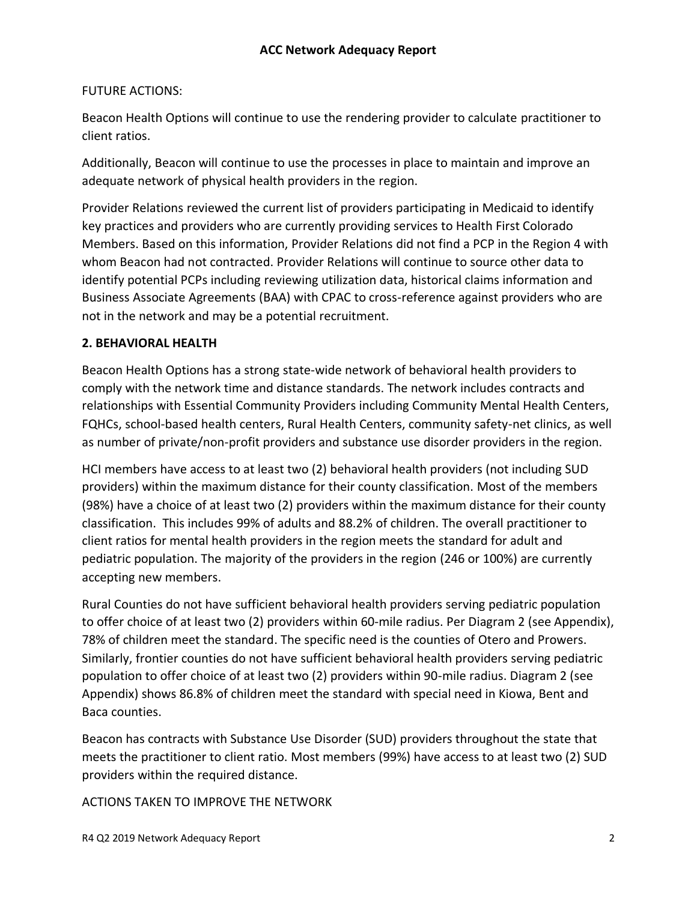FUTURE ACTIONS:

Beacon Health Options will continue to use the rendering provider to calculate practitioner to client ratios.

Additionally, Beacon will continue to use the processes in place to maintain and improve an adequate network of physical health providers in the region.

Provider Relations reviewed the current list of providers participating in Medicaid to identify key practices and providers who are currently providing services to Health First Colorado Members. Based on this information, Provider Relations did not find a PCP in the Region 4 with whom Beacon had not contracted. Provider Relations will continue to source other data to identify potential PCPs including reviewing utilization data, historical claims information and Business Associate Agreements (BAA) with CPAC to cross-reference against providers who are not in the network and may be a potential recruitment.

## 2. BEHAVIORAL HEALTH

Beacon Health Options has a strong state-wide network of behavioral health providers to comply with the network time and distance standards. The network includes contracts and relationships with Essential Community Providers including Community Mental Health Centers, FQHCs, school-based health centers, Rural Health Centers, community safety-net clinics, as well as number of private/non-profit providers and substance use disorder providers in the region.

HCI members have access to at least two (2) behavioral health providers (not including SUD providers) within the maximum distance for their county classification. Most of the members (98%) have a choice of at least two (2) providers within the maximum distance for their county classification. This includes 99% of adults and 88.2% of children. The overall practitioner to client ratios for mental health providers in the region meets the standard for adult and pediatric population. The majority of the providers in the region (246 or 100%) are currently accepting new members.

Rural Counties do not have sufficient behavioral health providers serving pediatric population to offer choice of at least two (2) providers within 60-mile radius. Per Diagram 2 (see Appendix), 78% of children meet the standard. The specific need is the counties of Otero and Prowers. Similarly, frontier counties do not have sufficient behavioral health providers serving pediatric population to offer choice of at least two (2) providers within 90-mile radius. Diagram 2 (see Appendix) shows 86.8% of children meet the standard with special need in Kiowa, Bent and Baca counties.

Beacon has contracts with Substance Use Disorder (SUD) providers throughout the state that meets the practitioner to client ratio. Most members (99%) have access to at least two (2) SUD providers within the required distance.

ACTIONS TAKEN TO IMPROVE THE NETWORK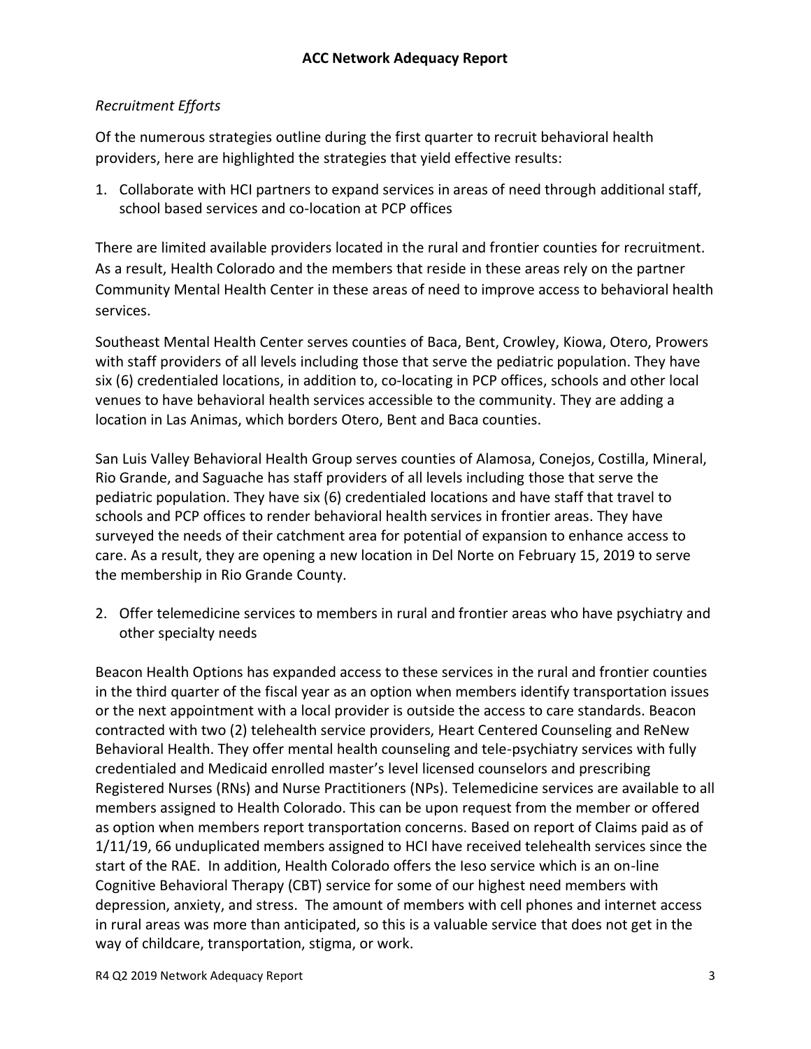*Recruitment Efforts*

Of the numerous strategies outline during the first quarter to recruit behavioral health providers, here are highlighted the strategies that yield effective results:

1. Collaborate with HCI partners to expand services in areas of need through additional staff, school based services and co-location at PCP offices

There are limited available providers located in the rural and frontier counties for recruitment. As a result, Health Colorado and the members that reside in these areas rely on the partner Community Mental Health Center in these areas of need to improve access to behavioral health services.

Southeast Mental Health Center serves counties of Baca, Bent, Crowley, Kiowa, Otero, Prowers with staff providers of all levels including those that serve the pediatric population. They have six (6) credentialed locations, in addition to, co-locating in PCP offices, schools and other local venues to have behavioral health services accessible to the community. They are adding a location in Las Animas, which borders Otero, Bent and Baca counties.

San Luis Valley Behavioral Health Group serves counties of Alamosa, Conejos, Costilla, Mineral, Rio Grande, and Saguache has staff providers of all levels including those that serve the pediatric population. They have six (6) credentialed locations and have staff that travel to schools and PCP offices to render behavioral health services in frontier areas. They have surveyed the needs of their catchment area for potential of expansion to enhance access to care. As a result, they are opening a new location in Del Norte on February 15, 2019 to serve the membership in Rio Grande County.

2. Offer telemedicine services to members in rural and frontier areas who have psychiatry and other specialty needs

Beacon Health Options has expanded access to these services in the rural and frontier counties in the third quarter of the fiscal year as an option when members identify transportation issues or the next appointment with a local provider is outside the access to care standards. Beacon contracted with two (2) telehealth service providers, Heart Centered Counseling and ReNew Behavioral Health. They offer mental health counseling and tele-psychiatry services with fully credentialed and Medicaid enrolled master's level licensed counselors and prescribing Registered Nurses (RNs) and Nurse Practitioners (NPs). Telemedicine services are available to all members assigned to Health Colorado. This can be upon request from the member or offered as option when members report transportation concerns. Based on report of Claims paid as of 1/11/19, 66 unduplicated members assigned to HCI have received telehealth services since the start of the RAE. In addition, Health Colorado offers the Ieso service which is an on-line Cognitive Behavioral Therapy (CBT) service for some of our highest need members with depression, anxiety, and stress. The amount of members with cell phones and internet access in rural areas was more than anticipated, so this is a valuable service that does not get in the way of childcare, transportation, stigma, or work.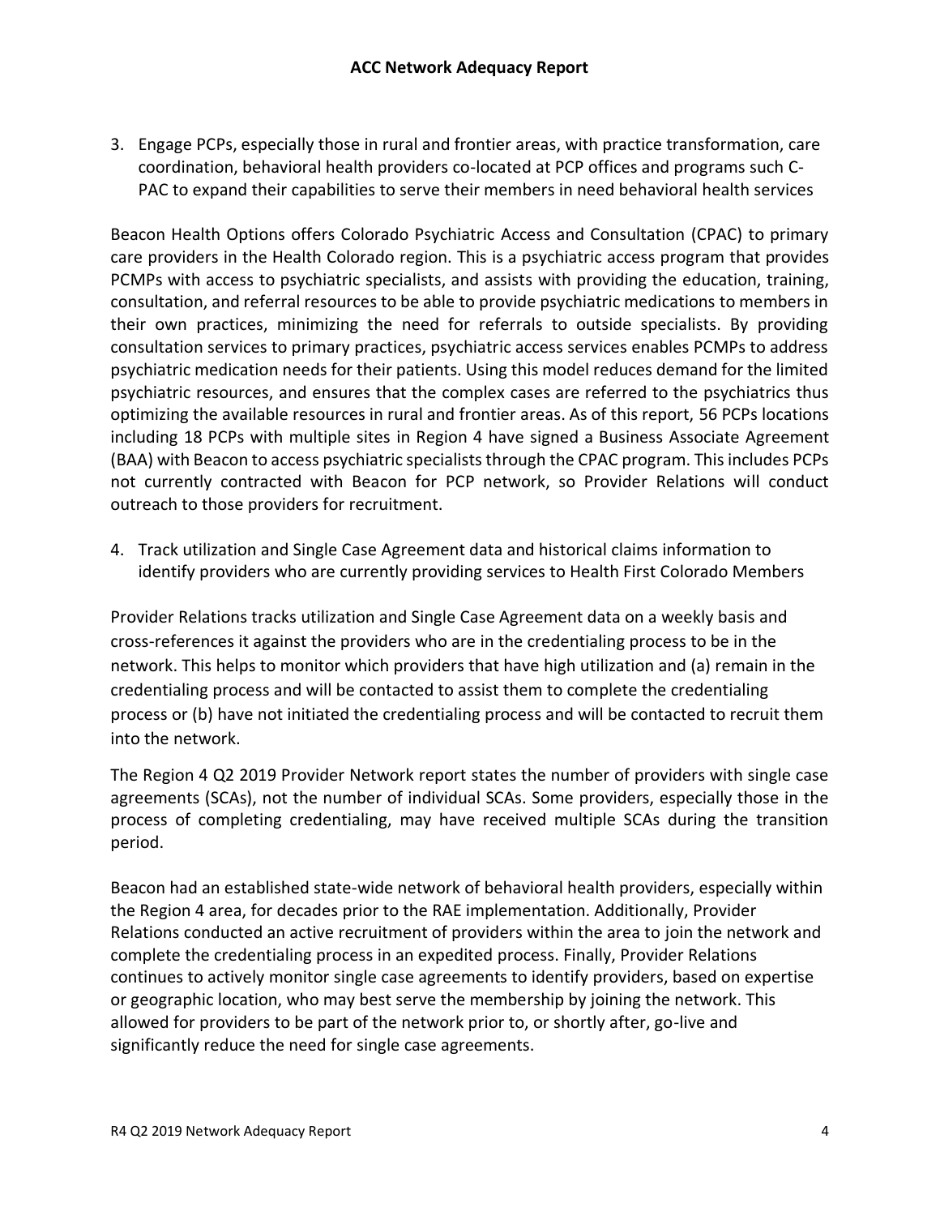3. Engage PCPs, especially those in rural and frontier areas, with practice transformation, care coordination, behavioral health providers co-located at PCP offices and programs such C-PAC to expand their capabilities to serve their members in need behavioral health services

Beacon Health Options offers Colorado Psychiatric Access and Consultation (CPAC) to primary care providers in the Health Colorado region. This is a psychiatric access program that provides PCMPs with access to psychiatric specialists, and assists with providing the education, training, consultation, and referral resources to be able to provide psychiatric medications to members in their own practices, minimizing the need for referrals to outside specialists. By providing consultation services to primary practices, psychiatric access services enables PCMPs to address psychiatric medication needs for their patients. Using this model reduces demand for the limited psychiatric resources, and ensures that the complex cases are referred to the psychiatrics thus optimizing the available resources in rural and frontier areas. As of this report, 56 PCPs locations including 18 PCPs with multiple sites in Region 4 have signed a Business Associate Agreement (BAA) with Beacon to access psychiatric specialists through the CPAC program. This includes PCPs not currently contracted with Beacon for PCP network, so Provider Relations will conduct outreach to those providers for recruitment.

4. Track utilization and Single Case Agreement data and historical claims information to identify providers who are currently providing services to Health First Colorado Members

Provider Relations tracks utilization and Single Case Agreement data on a weekly basis and cross-references it against the providers who are in the credentialing process to be in the network. This helps to monitor which providers that have high utilization and (a) remain in the credentialing process and will be contacted to assist them to complete the credentialing process or (b) have not initiated the credentialing process and will be contacted to recruit them into the network.

The Region 4 Q2 2019 Provider Network report states the number of providers with single case agreements (SCAs), not the number of individual SCAs. Some providers, especially those in the process of completing credentialing, may have received multiple SCAs during the transition period.

Beacon had an established state-wide network of behavioral health providers, especially within the Region 4 area, for decades prior to the RAE implementation. Additionally, Provider Relations conducted an active recruitment of providers within the area to join the network and complete the credentialing process in an expedited process. Finally, Provider Relations continues to actively monitor single case agreements to identify providers, based on expertise or geographic location, who may best serve the membership by joining the network. This allowed for providers to be part of the network prior to, or shortly after, go-live and significantly reduce the need for single case agreements.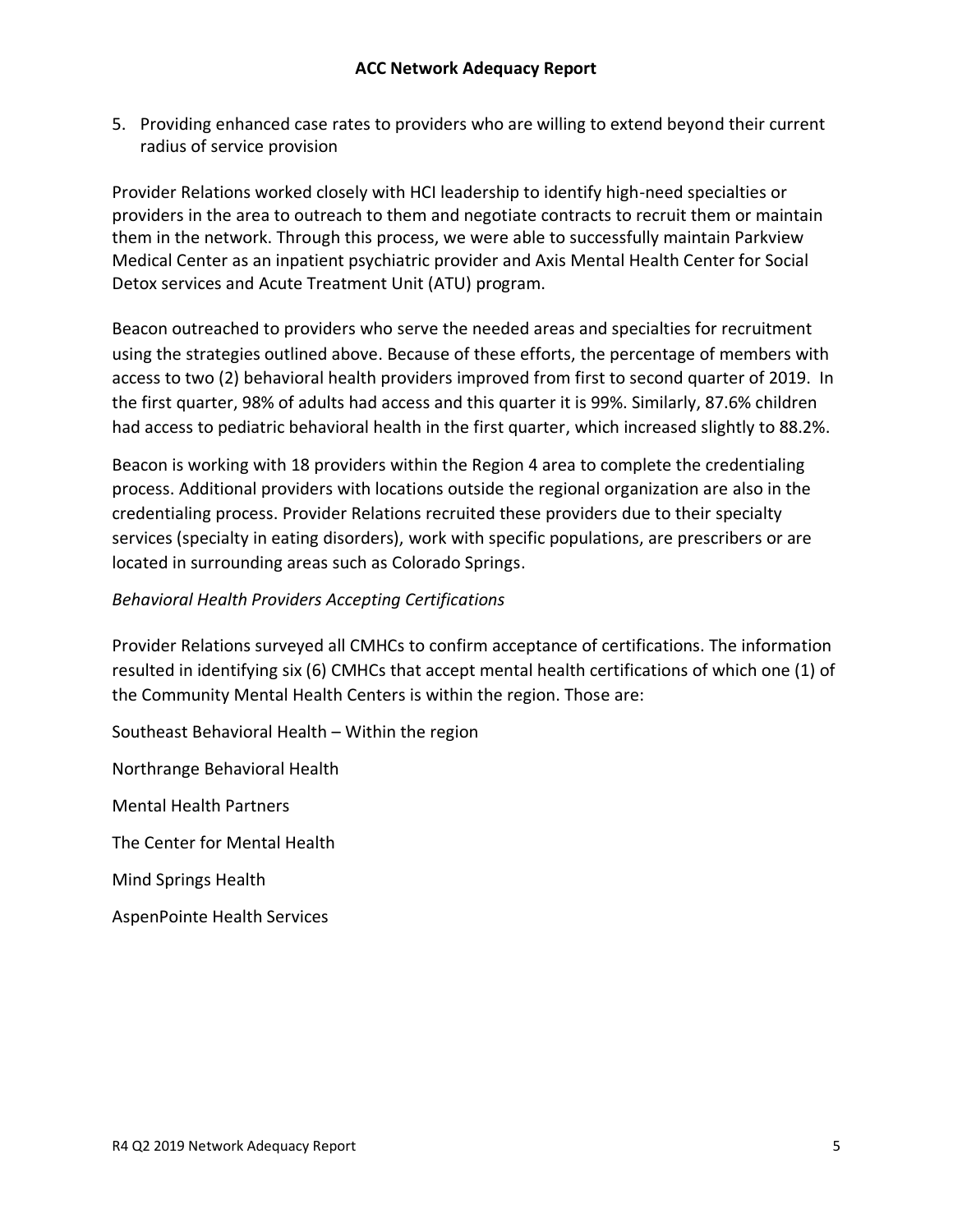5. Providing enhanced case rates to providers who are willing to extend beyond their current radius of service provision

Provider Relations worked closely with HCI leadership to identify high-need specialties or providers in the area to outreach to them and negotiate contracts to recruit them or maintain them in the network. Through this process, we were able to successfully maintain Parkview Medical Center as an inpatient psychiatric provider and Axis Mental Health Center for Social Detox services and Acute Treatment Unit (ATU) program.

Beacon outreached to providers who serve the needed areas and specialties for recruitment using the strategies outlined above. Because of these efforts, the percentage of members with access to two (2) behavioral health providers improved from first to second quarter of 2019. In the first quarter, 98% of adults had access and this quarter it is 99%. Similarly, 87.6% children had access to pediatric behavioral health in the first quarter, which increased slightly to 88.2%.

Beacon is working with 18 providers within the Region 4 area to complete the credentialing process. Additional providers with locations outside the regional organization are also in the credentialing process. Provider Relations recruited these providers due to their specialty services (specialty in eating disorders), work with specific populations, are prescribers or are located in surrounding areas such as Colorado Springs.

*Behavioral Health Providers Accepting Certifications*

Provider Relations surveyed all CMHCs to confirm acceptance of certifications. The information resulted in identifying six (6) CMHCs that accept mental health certifications of which one (1) of the Community Mental Health Centers is within the region. Those are:

Southeast Behavioral Health – Within the region

Northrange Behavioral Health

Mental Health Partners

The Center for Mental Health

Mind Springs Health

AspenPointe Health Services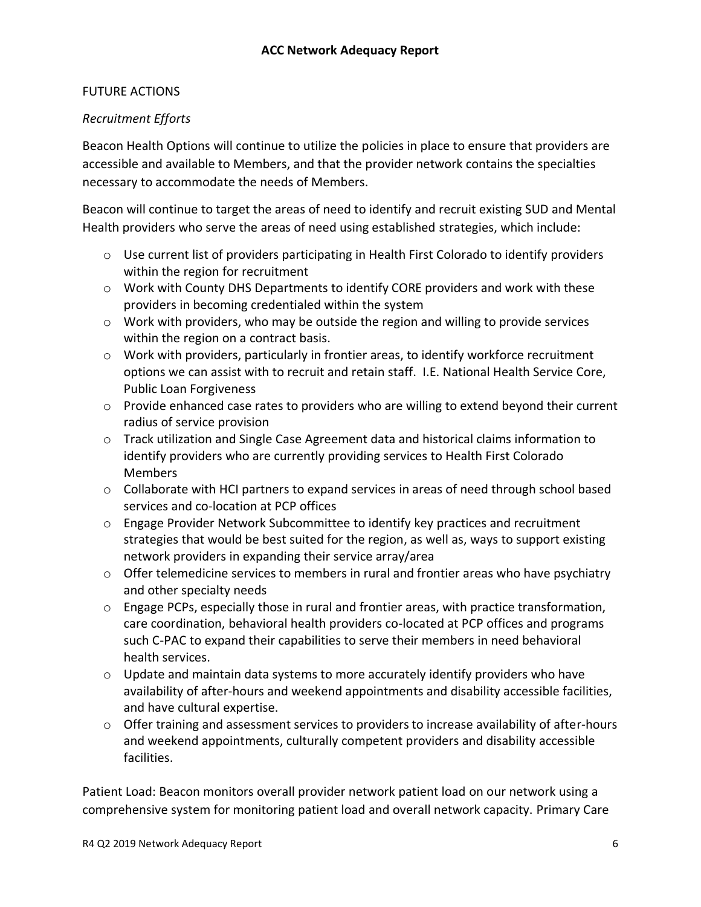FUTURE ACTIONS

*Recruitment Efforts*

Beacon Health Options will continue to utilize the policies in place to ensure that providers are accessible and available to Members, and that the provider network contains the specialties necessary to accommodate the needs of Members.

Beacon will continue to target the areas of need to identify and recruit existing SUD and Mental Health providers who serve the areas of need using established strategies, which include:

- Use current list of providers participating in Health First Colorado to identify providers within the region for recruitment
- Work with County DHS Departments to identify CORE providers and work with these providers in becoming credentialed within the system
- Work with providers, who may be outside the region and willing to provide services within the region on a contract basis.
- Work with providers, particularly in frontier areas, to identify workforce recruitment options we can assist with to recruit and retain staff. I.E. National Health Service Core, Public Loan Forgiveness
- Provide enhanced case rates to providers who are willing to extend beyond their current radius of service provision
- Track utilization and Single Case Agreement data and historical claims information to identify providers who are currently providing services to Health First Colorado Members
- Collaborate with HCI partners to expand services in areas of need through school based services and co-location at PCP offices
- Engage Provider Network Subcommittee to identify key practices and recruitment strategies that would be best suited for the region, as well as, ways to support existing network providers in expanding their service array/area
- Offer telemedicine services to members in rural and frontier areas who have psychiatry and other specialty needs
- Engage PCPs, especially those in rural and frontier areas, with practice transformation, care coordination, behavioral health providers co-located at PCP offices and programs such C-PAC to expand their capabilities to serve their members in need behavioral health services.
- Update and maintain data systems to more accurately identify providers who have availability of after-hours and weekend appointments and disability accessible facilities, and have cultural expertise.
- Offer training and assessment services to providers to increase availability of after-hours and weekend appointments, culturally competent providers and disability accessible facilities.

Patient Load: Beacon monitors overall provider network patient load on our network using a comprehensive system for monitoring patient load and overall network capacity. Primary Care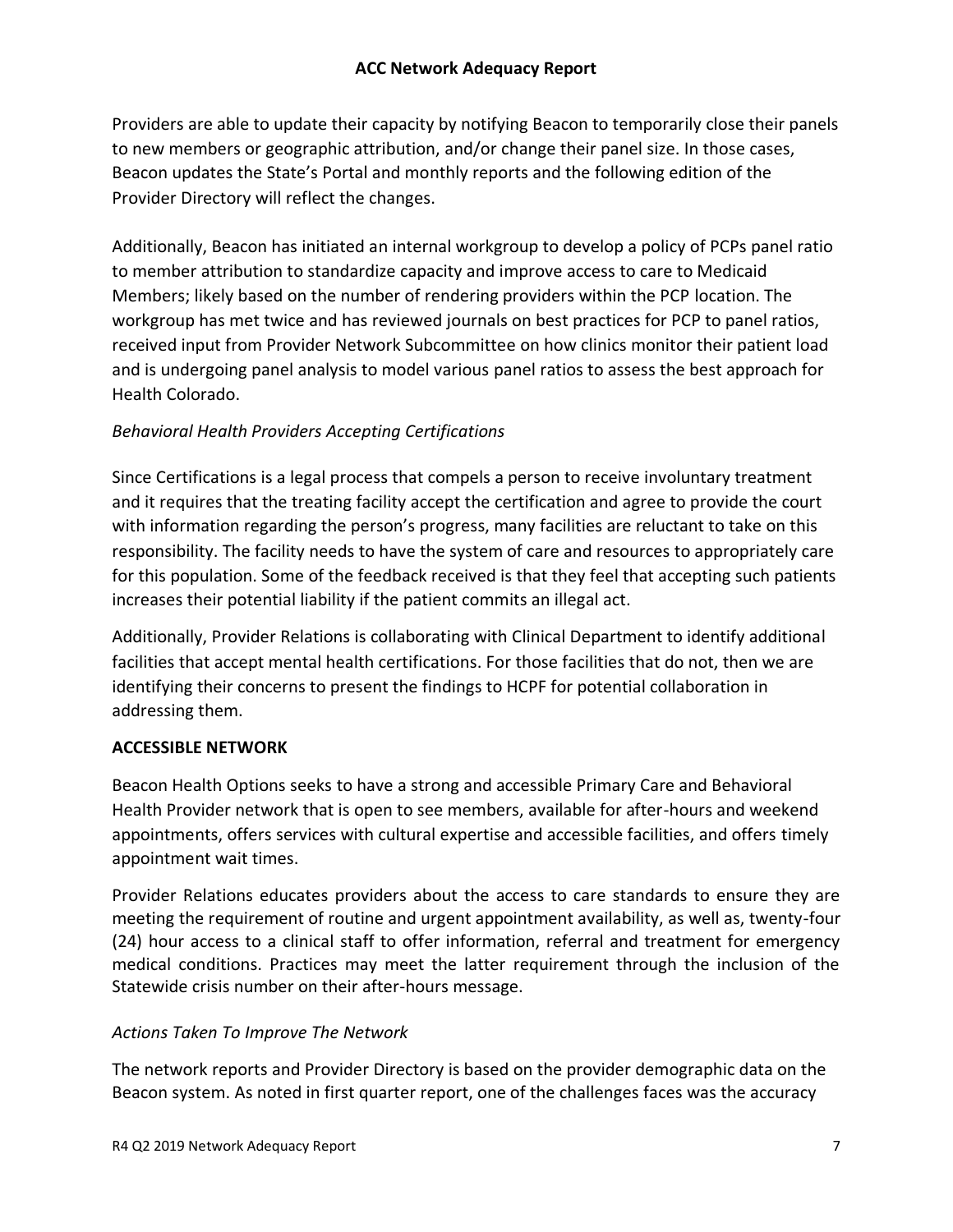Providers are able to update their capacity by notifying Beacon to temporarily close their panels to new members or geographic attribution, and/or change their panel size. In those cases, Beacon updates the State's Portal and monthly reports and the following edition of the Provider Directory will reflect the changes.

Additionally, Beacon has initiated an internal workgroup to develop a policy of PCPs panel ratio to member attribution to standardize capacity and improve access to care to Medicaid Members; likely based on the number of rendering providers within the PCP location. The workgroup has met twice and has reviewed journals on best practices for PCP to panel ratios, received input from Provider Network Subcommittee on how clinics monitor their patient load and is undergoing panel analysis to model various panel ratios to assess the best approach for Health Colorado.

*Behavioral Health Providers Accepting Certifications*

Since Certifications is a legal process that compels a person to receive involuntary treatment and it requires that the treating facility accept the certification and agree to provide the court with information regarding the person's progress, many facilities are reluctant to take on this responsibility. The facility needs to have the system of care and resources to appropriately care for this population. Some of the feedback received is that they feel that accepting such patients increases their potential liability if the patient commits an illegal act.

Additionally, Provider Relations is collaborating with Clinical Department to identify additional facilities that accept mental health certifications. For those facilities that do not, then we are identifying their concerns to present the findings to HCPF for potential collaboration in addressing them.

**ACCESSIBLE NETWORK**

Beacon Health Options seeks to have a strong and accessible Primary Care and Behavioral Health Provider network that is open to see members, available for after-hours and weekend appointments, offers services with cultural expertise and accessible facilities, and offers timely appointment wait times.

Provider Relations educates providers about the access to care standards to ensure they are meeting the requirement of routine and urgent appointment availability, as well as, twenty-four (24) hour access to a clinical staff to offer information, referral and treatment for emergency medical conditions. Practices may meet the latter requirement through the inclusion of the Statewide crisis number on their after-hours message.

*Actions Taken To Improve The Network*

The network reports and Provider Directory is based on the provider demographic data on the Beacon system. As noted in first quarter report, one of the challenges faces was the accuracy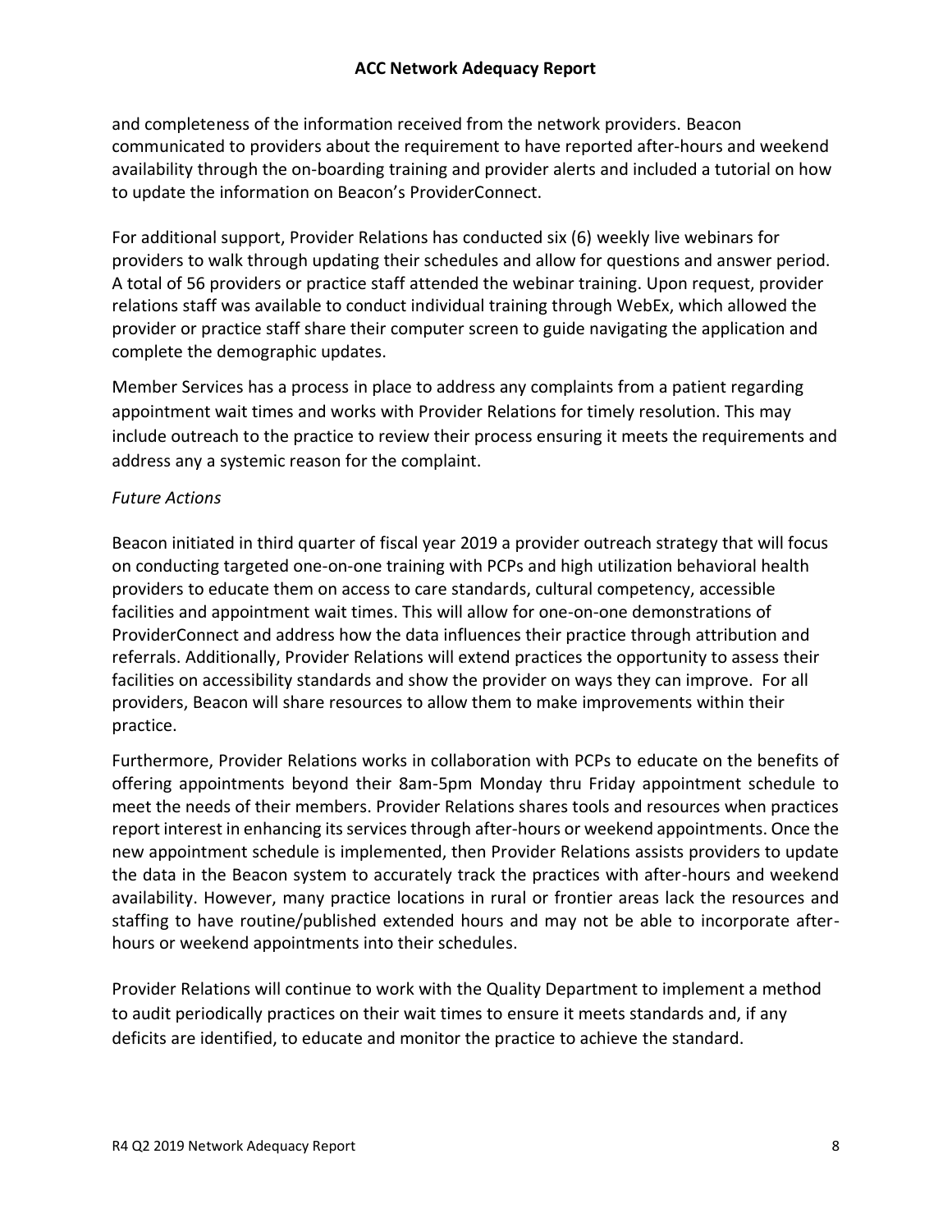and completeness of the information received from the network providers. Beacon communicated to providers about the requirement to have reported after-hours and weekend availability through the on-boarding training and provider alerts and included a tutorial on how to update the information on Beacon's ProviderConnect.

For additional support, Provider Relations has conducted six (6) weekly live webinars for providers to walk through updating their schedules and allow for questions and answer period. A total of 56 providers or practice staff attended the webinar training. Upon request, provider relations staff was available to conduct individual training through WebEx, which allowed the provider or practice staff share their computer screen to guide navigating the application and complete the demographic updates.

Member Services has a process in place to address any complaints from a patient regarding appointment wait times and works with Provider Relations for timely resolution. This may include outreach to the practice to review their process ensuring it meets the requirements and address any a systemic reason for the complaint.

*Future Actions*

Beacon initiated in third quarter of fiscal year 2019 a provider outreach strategy that will focus on conducting targeted one-on-one training with PCPs and high utilization behavioral health providers to educate them on access to care standards, cultural competency, accessible facilities and appointment wait times. This will allow for one-on-one demonstrations of ProviderConnect and address how the data influences their practice through attribution and referrals. Additionally, Provider Relations will extend practices the opportunity to assess their facilities on accessibility standards and show the provider on ways they can improve. For all providers, Beacon will share resources to allow them to make improvements within their practice.

Furthermore, Provider Relations works in collaboration with PCPs to educate on the benefits of offering appointments beyond their 8am-5pm Monday thru Friday appointment schedule to meet the needs of their members. Provider Relations shares tools and resources when practices report interest in enhancing its services through after-hours or weekend appointments. Once the new appointment schedule is implemented, then Provider Relations assists providers to update the data in the Beacon system to accurately track the practices with after-hours and weekend availability. However, many practice locations in rural or frontier areas lack the resources and staffing to have routine/published extended hours and may not be able to incorporate after-hours or weekend appointments into their schedules.

Provider Relations will continue to work with the Quality Department to implement a method to audit periodically practices on their wait times to ensure it meets standards and, if any deficits are identified, to educate and monitor the practice to achieve the standard.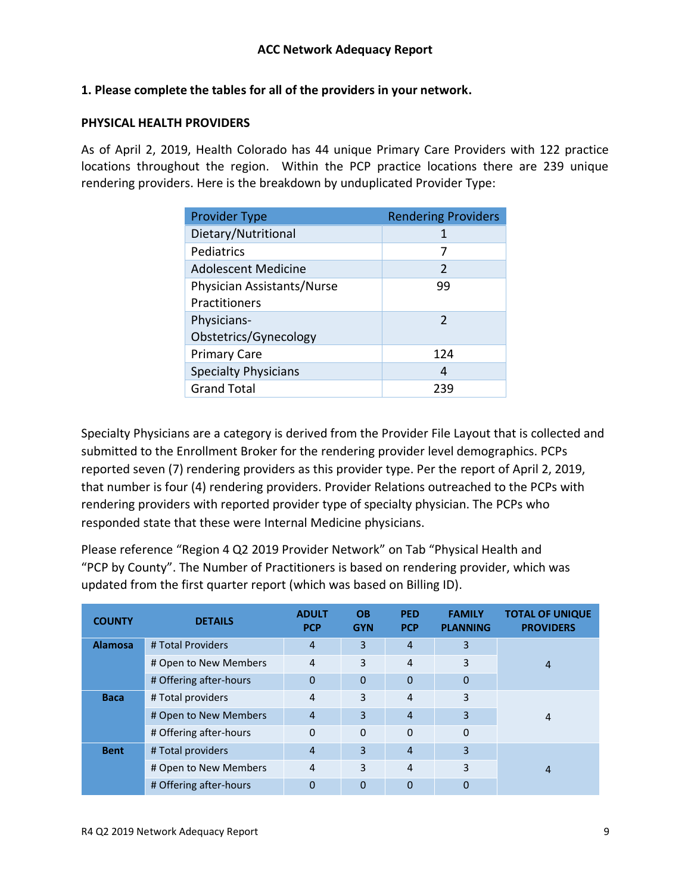### ACC Network Adequacy Report

**1. Please complete the tables for all of the providers in your network.**

**PHYSICAL HEALTH PROVIDERS**

As of April 2, 2019, Health Colorado has 44 unique Primary Care Providers with 122 practice locations throughout the region. Within the PCP practice locations there are 239 unique rendering providers. Here is the breakdown by unduplicated Provider Type:

| Provider Type | Rendering Providers |
|---|---|
| Dietary/Nutritional | 1 |
| Pediatrics | 7 |
| Adolescent Medicine | 2 |
| Physician Assistants/Nurse Practitioners | 99 |
| Physicians-Obstetrics/Gynecology | 2 |
| Primary Care | 124 |
| Specialty Physicians | 4 |
| Grand Total | 239 |

Specialty Physicians are a category is derived from the Provider File Layout that is collected and submitted to the Enrollment Broker for the rendering provider level demographics. PCPs reported seven (7) rendering providers as this provider type. Per the report of April 2, 2019, that number is four (4) rendering providers. Provider Relations outreached to the PCPs with rendering providers with reported provider type of specialty physician. The PCPs who responded state that these were Internal Medicine physicians.

Please reference "Region 4 Q2 2019 Provider Network" on Tab "Physical Health and "PCP by County". The Number of Practitioners is based on rendering provider, which was updated from the first quarter report (which was based on Billing ID).

| COUNTY | DETAILS | ADULT PCP | OB GYN | PED PCP | FAMILY PLANNING | TOTAL OF UNIQUE PROVIDERS |
|---|---|---|---|---|---|---|
| Alamosa | # Total Providers | 4 | 3 | 4 | 3 | 4 |
| | # Open to New Members | 4 | 3 | 4 | 3 | |
| | # Offering after-hours | 0 | 0 | 0 | 0 | |
| Baca | # Total providers | 4 | 3 | 4 | 3 | 4 |
| | # Open to New Members | 4 | 3 | 4 | 3 | |
| | # Offering after-hours | 0 | 0 | 0 | 0 | |
| Bent | # Total providers | 4 | 3 | 4 | 3 | 4 |
| | # Open to New Members | 4 | 3 | 4 | 3 | |
| | # Offering after-hours | 0 | 0 | 0 | 0 | |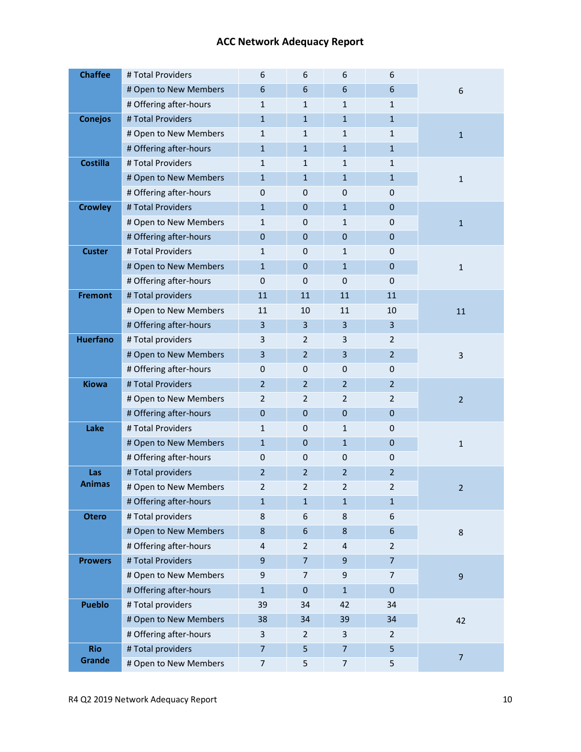## ACC Network Adequacy Report

| | | | | | | |
|---|---|---|---|---|---|---|
| **Chaffee** | # Total Providers | 6 | 6 | 6 | 6 | 6 |
| | # Open to New Members | 6 | 6 | 6 | 6 | |
| | # Offering after-hours | 1 | 1 | 1 | 1 | |
| **Conejos** | # Total Providers | 1 | 1 | 1 | 1 | 1 |
| | # Open to New Members | 1 | 1 | 1 | 1 | |
| | # Offering after-hours | 1 | 1 | 1 | 1 | |
| **Costilla** | # Total Providers | 1 | 1 | 1 | 1 | 1 |
| | # Open to New Members | 1 | 1 | 1 | 1 | |
| | # Offering after-hours | 0 | 0 | 0 | 0 | |
| **Crowley** | # Total Providers | 1 | 0 | 1 | 0 | 1 |
| | # Open to New Members | 1 | 0 | 1 | 0 | |
| | # Offering after-hours | 0 | 0 | 0 | 0 | |
| **Custer** | # Total Providers | 1 | 0 | 1 | 0 | 1 |
| | # Open to New Members | 1 | 0 | 1 | 0 | |
| | # Offering after-hours | 0 | 0 | 0 | 0 | |
| **Fremont** | # Total providers | 11 | 11 | 11 | 11 | 11 |
| | # Open to New Members | 11 | 10 | 11 | 10 | |
| | # Offering after-hours | 3 | 3 | 3 | 3 | |
| **Huerfano** | # Total providers | 3 | 2 | 3 | 2 | 3 |
| | # Open to New Members | 3 | 2 | 3 | 2 | |
| | # Offering after-hours | 0 | 0 | 0 | 0 | |
| **Kiowa** | # Total Providers | 2 | 2 | 2 | 2 | 2 |
| | # Open to New Members | 2 | 2 | 2 | 2 | |
| | # Offering after-hours | 0 | 0 | 0 | 0 | |
| **Lake** | # Total Providers | 1 | 0 | 1 | 0 | 1 |
| | # Open to New Members | 1 | 0 | 1 | 0 | |
| | # Offering after-hours | 0 | 0 | 0 | 0 | |
| **Las Animas** | # Total providers | 2 | 2 | 2 | 2 | 2 |
| | # Open to New Members | 2 | 2 | 2 | 2 | |
| | # Offering after-hours | 1 | 1 | 1 | 1 | |
| **Otero** | # Total providers | 8 | 6 | 8 | 6 | 8 |
| | # Open to New Members | 8 | 6 | 8 | 6 | |
| | # Offering after-hours | 4 | 2 | 4 | 2 | |
| **Prowers** | # Total Providers | 9 | 7 | 9 | 7 | 9 |
| | # Open to New Members | 9 | 7 | 9 | 7 | |
| | # Offering after-hours | 1 | 0 | 1 | 0 | |
| **Pueblo** | # Total providers | 39 | 34 | 42 | 34 | 42 |
| | # Open to New Members | 38 | 34 | 39 | 34 | |
| | # Offering after-hours | 3 | 2 | 3 | 2 | |
| **Rio Grande** | # Total providers | 7 | 5 | 7 | 5 | 7 |
| | # Open to New Members | 7 | 5 | 7 | 5 | |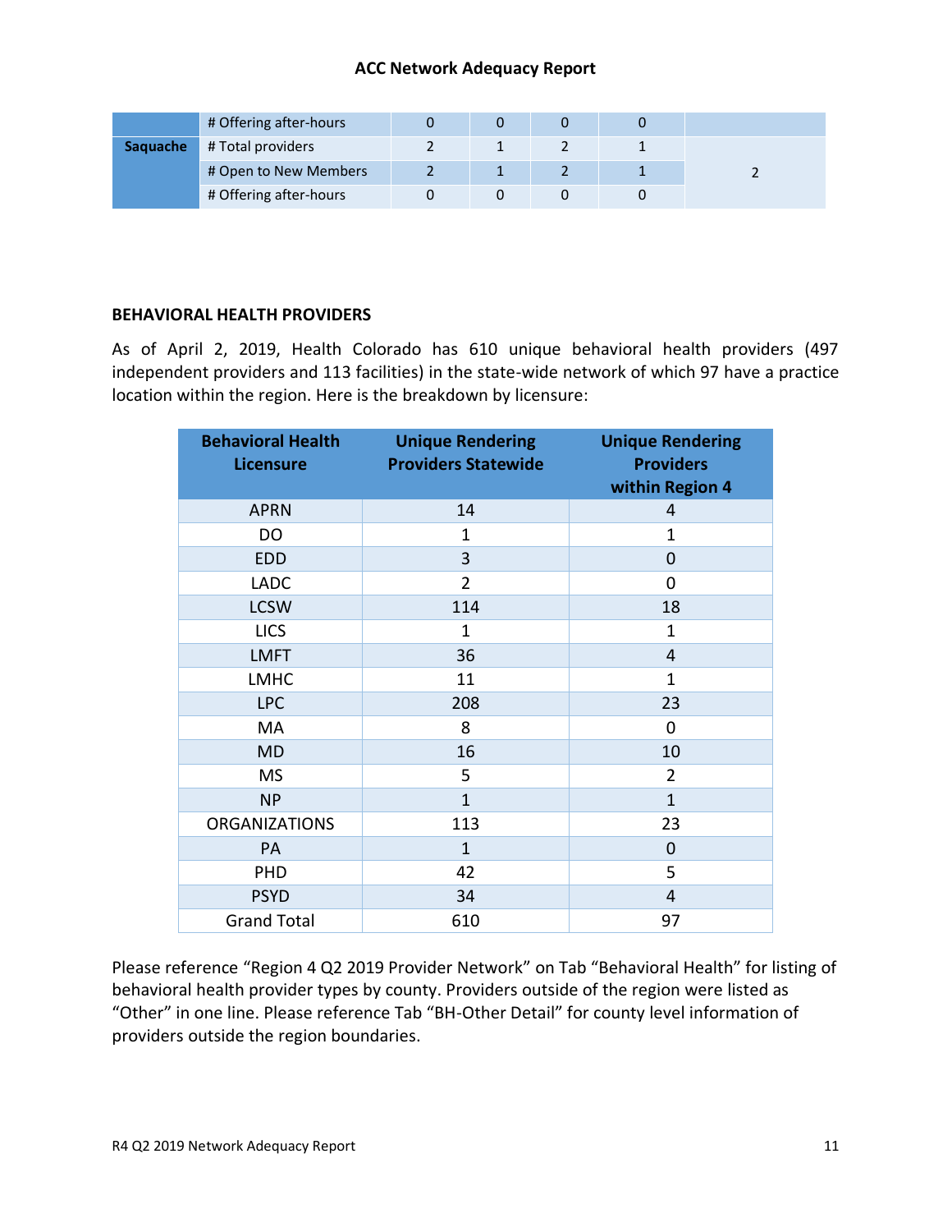|  | # Offering after-hours | 0 | 0 | 0 | 0 |  |
|---|---|---|---|---|---|---|
| Saquache | # Total providers | 2 | 1 | 2 | 1 | 2 |
|  | # Open to New Members | 2 | 1 | 2 | 1 |  |
|  | # Offering after-hours | 0 | 0 | 0 | 0 |  |

**BEHAVIORAL HEALTH PROVIDERS**

As of April 2, 2019, Health Colorado has 610 unique behavioral health providers (497 independent providers and 113 facilities) in the state-wide network of which 97 have a practice location within the region. Here is the breakdown by licensure:

| Behavioral Health Licensure | Unique Rendering Providers Statewide | Unique Rendering Providers within Region 4 |
|---|---|---|
| APRN | 14 | 4 |
| DO | 1 | 1 |
| EDD | 3 | 0 |
| LADC | 2 | 0 |
| LCSW | 114 | 18 |
| LICS | 1 | 1 |
| LMFT | 36 | 4 |
| LMHC | 11 | 1 |
| LPC | 208 | 23 |
| MA | 8 | 0 |
| MD | 16 | 10 |
| MS | 5 | 2 |
| NP | 1 | 1 |
| ORGANIZATIONS | 113 | 23 |
| PA | 1 | 0 |
| PHD | 42 | 5 |
| PSYD | 34 | 4 |
| Grand Total | 610 | 97 |

Please reference "Region 4 Q2 2019 Provider Network" on Tab "Behavioral Health" for listing of behavioral health provider types by county. Providers outside of the region were listed as "Other" in one line. Please reference Tab "BH-Other Detail" for county level information of providers outside the region boundaries.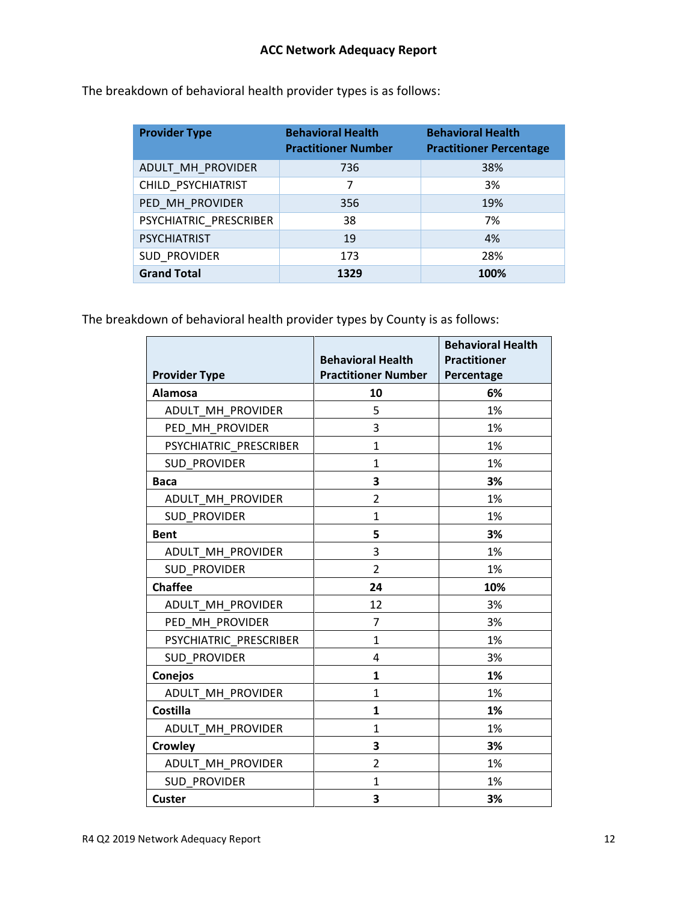**ACC Network Adequacy Report**

The breakdown of behavioral health provider types is as follows:

| Provider Type | Behavioral Health Practitioner Number | Behavioral Health Practitioner Percentage |
|---|---|---|
| ADULT_MH_PROVIDER | 736 | 38% |
| CHILD_PSYCHIATRIST | 7 | 3% |
| PED_MH_PROVIDER | 356 | 19% |
| PSYCHIATRIC_PRESCRIBER | 38 | 7% |
| PSYCHIATRIST | 19 | 4% |
| SUD_PROVIDER | 173 | 28% |
| **Grand Total** | **1329** | **100%** |

The breakdown of behavioral health provider types by County is as follows:

| Provider Type | Behavioral Health Practitioner Number | Behavioral Health Practitioner Percentage |
|---|---|---|
| **Alamosa** | **10** | **6%** |
| ADULT_MH_PROVIDER | 5 | 1% |
| PED_MH_PROVIDER | 3 | 1% |
| PSYCHIATRIC_PRESCRIBER | 1 | 1% |
| SUD_PROVIDER | 1 | 1% |
| **Baca** | **3** | **3%** |
| ADULT_MH_PROVIDER | 2 | 1% |
| SUD_PROVIDER | 1 | 1% |
| **Bent** | **5** | **3%** |
| ADULT_MH_PROVIDER | 3 | 1% |
| SUD_PROVIDER | 2 | 1% |
| **Chaffee** | **24** | **10%** |
| ADULT_MH_PROVIDER | 12 | 3% |
| PED_MH_PROVIDER | 7 | 3% |
| PSYCHIATRIC_PRESCRIBER | 1 | 1% |
| SUD_PROVIDER | 4 | 3% |
| **Conejos** | **1** | **1%** |
| ADULT_MH_PROVIDER | 1 | 1% |
| **Costilla** | **1** | **1%** |
| ADULT_MH_PROVIDER | 1 | 1% |
| **Crowley** | **3** | **3%** |
| ADULT_MH_PROVIDER | 2 | 1% |
| SUD_PROVIDER | 1 | 1% |
| **Custer** | **3** | **3%** |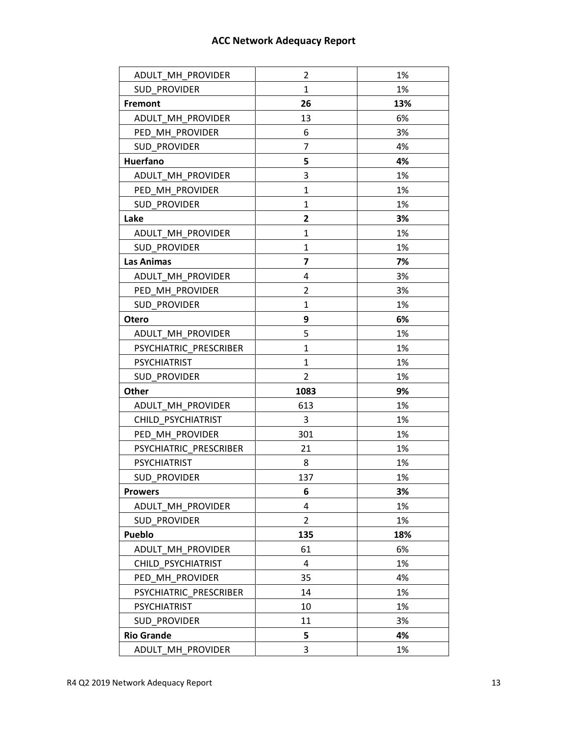| | | |
|---|---|---|
| ADULT_MH_PROVIDER | 2 | 1% |
| SUD_PROVIDER | 1 | 1% |
| **Fremont** | **26** | **13%** |
| ADULT_MH_PROVIDER | 13 | 6% |
| PED_MH_PROVIDER | 6 | 3% |
| SUD_PROVIDER | 7 | 4% |
| **Huerfano** | **5** | **4%** |
| ADULT_MH_PROVIDER | 3 | 1% |
| PED_MH_PROVIDER | 1 | 1% |
| SUD_PROVIDER | 1 | 1% |
| **Lake** | **2** | **3%** |
| ADULT_MH_PROVIDER | 1 | 1% |
| SUD_PROVIDER | 1 | 1% |
| **Las Animas** | **7** | **7%** |
| ADULT_MH_PROVIDER | 4 | 3% |
| PED_MH_PROVIDER | 2 | 3% |
| SUD_PROVIDER | 1 | 1% |
| **Otero** | **9** | **6%** |
| ADULT_MH_PROVIDER | 5 | 1% |
| PSYCHIATRIC_PRESCRIBER | 1 | 1% |
| PSYCHIATRIST | 1 | 1% |
| SUD_PROVIDER | 2 | 1% |
| **Other** | **1083** | **9%** |
| ADULT_MH_PROVIDER | 613 | 1% |
| CHILD_PSYCHIATRIST | 3 | 1% |
| PED_MH_PROVIDER | 301 | 1% |
| PSYCHIATRIC_PRESCRIBER | 21 | 1% |
| PSYCHIATRIST | 8 | 1% |
| SUD_PROVIDER | 137 | 1% |
| **Prowers** | **6** | **3%** |
| ADULT_MH_PROVIDER | 4 | 1% |
| SUD_PROVIDER | 2 | 1% |
| **Pueblo** | **135** | **18%** |
| ADULT_MH_PROVIDER | 61 | 6% |
| CHILD_PSYCHIATRIST | 4 | 1% |
| PED_MH_PROVIDER | 35 | 4% |
| PSYCHIATRIC_PRESCRIBER | 14 | 1% |
| PSYCHIATRIST | 10 | 1% |
| SUD_PROVIDER | 11 | 3% |
| **Rio Grande** | **5** | **4%** |
| ADULT_MH_PROVIDER | 3 | 1% |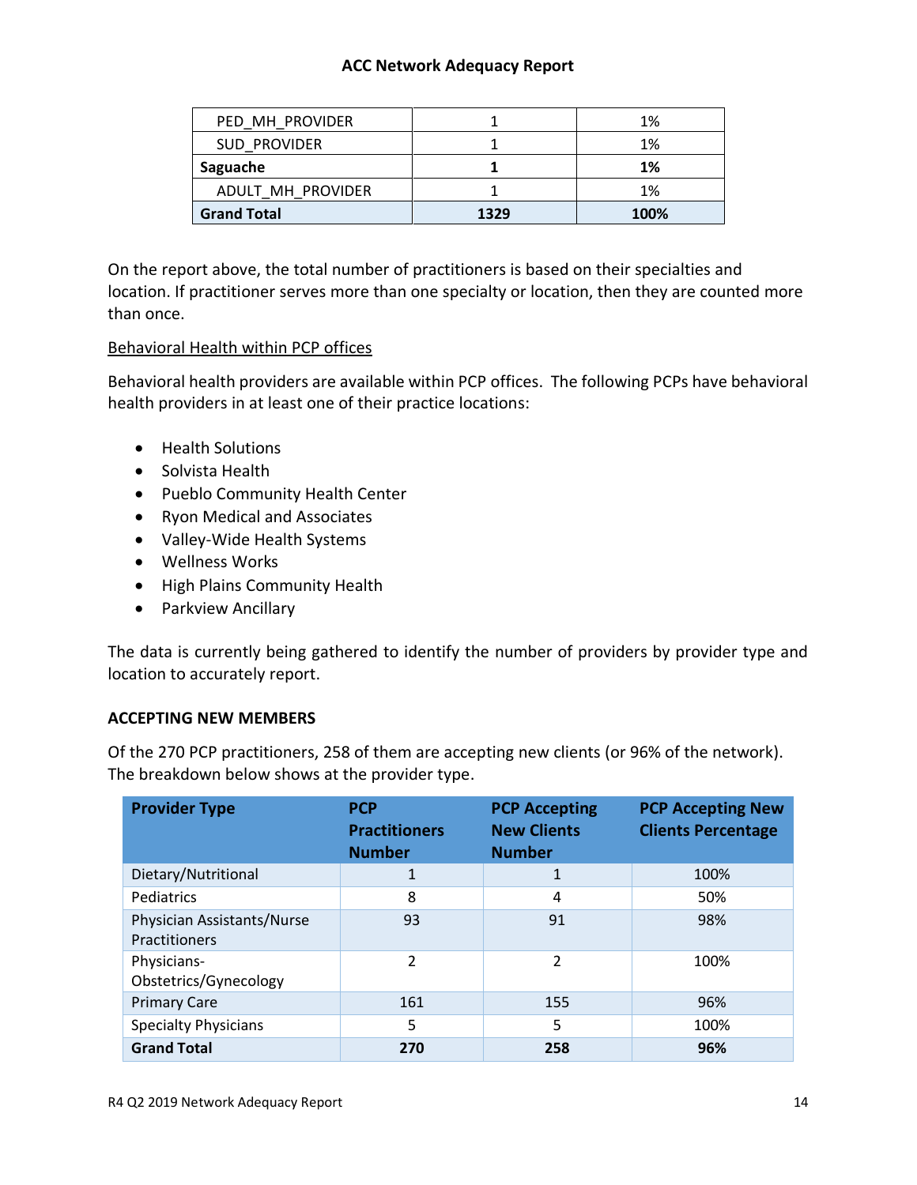| PED_MH_PROVIDER | 1 | 1% |
|---|---|---|
| SUD_PROVIDER | 1 | 1% |
| **Saguache** | **1** | **1%** |
| ADULT_MH_PROVIDER | 1 | 1% |
| **Grand Total** | **1329** | **100%** |

On the report above, the total number of practitioners is based on their specialties and location. If practitioner serves more than one specialty or location, then they are counted more than once.

<u>Behavioral Health within PCP offices</u>

Behavioral health providers are available within PCP offices. The following PCPs have behavioral health providers in at least one of their practice locations:

- Health Solutions
- Solvista Health
- Pueblo Community Health Center
- Ryon Medical and Associates
- Valley-Wide Health Systems
- Wellness Works
- High Plains Community Health
- Parkview Ancillary

The data is currently being gathered to identify the number of providers by provider type and location to accurately report.

**ACCEPTING NEW MEMBERS**

Of the 270 PCP practitioners, 258 of them are accepting new clients (or 96% of the network). The breakdown below shows at the provider type.

| Provider Type | PCP Practitioners Number | PCP Accepting New Clients Number | PCP Accepting New Clients Percentage |
|---|---|---|---|
| Dietary/Nutritional | 1 | 1 | 100% |
| Pediatrics | 8 | 4 | 50% |
| Physician Assistants/Nurse Practitioners | 93 | 91 | 98% |
| Physicians-Obstetrics/Gynecology | 2 | 2 | 100% |
| Primary Care | 161 | 155 | 96% |
| Specialty Physicians | 5 | 5 | 100% |
| **Grand Total** | **270** | **258** | **96%** |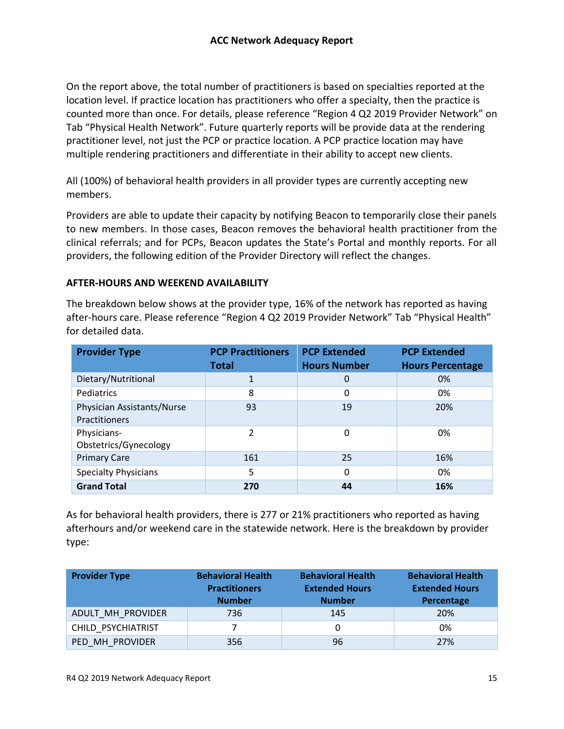On the report above, the total number of practitioners is based on specialties reported at the location level. If practice location has practitioners who offer a specialty, then the practice is counted more than once. For details, please reference "Region 4 Q2 2019 Provider Network" on Tab "Physical Health Network". Future quarterly reports will be provide data at the rendering practitioner level, not just the PCP or practice location. A PCP practice location may have multiple rendering practitioners and differentiate in their ability to accept new clients.

All (100%) of behavioral health providers in all provider types are currently accepting new members.

Providers are able to update their capacity by notifying Beacon to temporarily close their panels to new members. In those cases, Beacon removes the behavioral health practitioner from the clinical referrals; and for PCPs, Beacon updates the State's Portal and monthly reports. For all providers, the following edition of the Provider Directory will reflect the changes.

### AFTER-HOURS AND WEEKEND AVAILABILITY

The breakdown below shows at the provider type, 16% of the network has reported as having after-hours care. Please reference "Region 4 Q2 2019 Provider Network" Tab "Physical Health" for detailed data.

| Provider Type | PCP Practitioners Total | PCP Extended Hours Number | PCP Extended Hours Percentage |
|---|---|---|---|
| Dietary/Nutritional | 1 | 0 | 0% |
| Pediatrics | 8 | 0 | 0% |
| Physician Assistants/Nurse Practitioners | 93 | 19 | 20% |
| Physicians-Obstetrics/Gynecology | 2 | 0 | 0% |
| Primary Care | 161 | 25 | 16% |
| Specialty Physicians | 5 | 0 | 0% |
| **Grand Total** | **270** | **44** | **16%** |

As for behavioral health providers, there is 277 or 21% practitioners who reported as having afterhours and/or weekend care in the statewide network. Here is the breakdown by provider type:

| Provider Type | Behavioral Health Practitioners Number | Behavioral Health Extended Hours Number | Behavioral Health Extended Hours Percentage |
|---|---|---|---|
| ADULT_MH_PROVIDER | 736 | 145 | 20% |
| CHILD_PSYCHIATRIST | 7 | 0 | 0% |
| PED_MH_PROVIDER | 356 | 96 | 27% |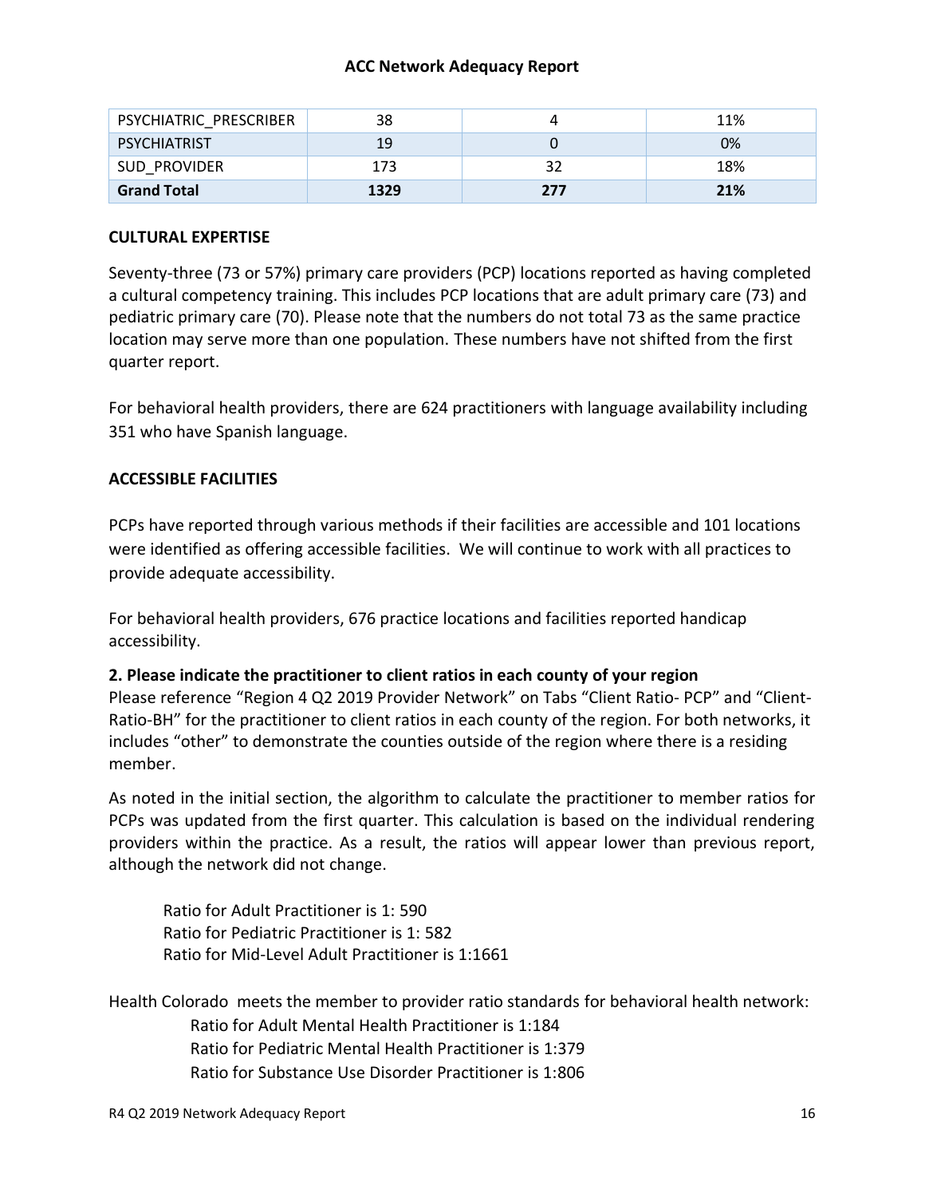| | | | |
|---|---|---|---|
| PSYCHIATRIC_PRESCRIBER | 38 | 4 | 11% |
| PSYCHIATRIST | 19 | 0 | 0% |
| SUD_PROVIDER | 173 | 32 | 18% |
| **Grand Total** | **1329** | **277** | **21%** |

**CULTURAL EXPERTISE**

Seventy-three (73 or 57%) primary care providers (PCP) locations reported as having completed a cultural competency training. This includes PCP locations that are adult primary care (73) and pediatric primary care (70). Please note that the numbers do not total 73 as the same practice location may serve more than one population. These numbers have not shifted from the first quarter report.

For behavioral health providers, there are 624 practitioners with language availability including 351 who have Spanish language.

**ACCESSIBLE FACILITIES**

PCPs have reported through various methods if their facilities are accessible and 101 locations were identified as offering accessible facilities. We will continue to work with all practices to provide adequate accessibility.

For behavioral health providers, 676 practice locations and facilities reported handicap accessibility.

**2. Please indicate the practitioner to client ratios in each county of your region**

Please reference "Region 4 Q2 2019 Provider Network" on Tabs "Client Ratio- PCP" and "Client-Ratio-BH" for the practitioner to client ratios in each county of the region. For both networks, it includes "other" to demonstrate the counties outside of the region where there is a residing member.

As noted in the initial section, the algorithm to calculate the practitioner to member ratios for PCPs was updated from the first quarter. This calculation is based on the individual rendering providers within the practice. As a result, the ratios will appear lower than previous report, although the network did not change.

Ratio for Adult Practitioner is 1: 590
Ratio for Pediatric Practitioner is 1: 582
Ratio for Mid-Level Adult Practitioner is 1:1661

Health Colorado meets the member to provider ratio standards for behavioral health network:

Ratio for Adult Mental Health Practitioner is 1:184
Ratio for Pediatric Mental Health Practitioner is 1:379
Ratio for Substance Use Disorder Practitioner is 1:806